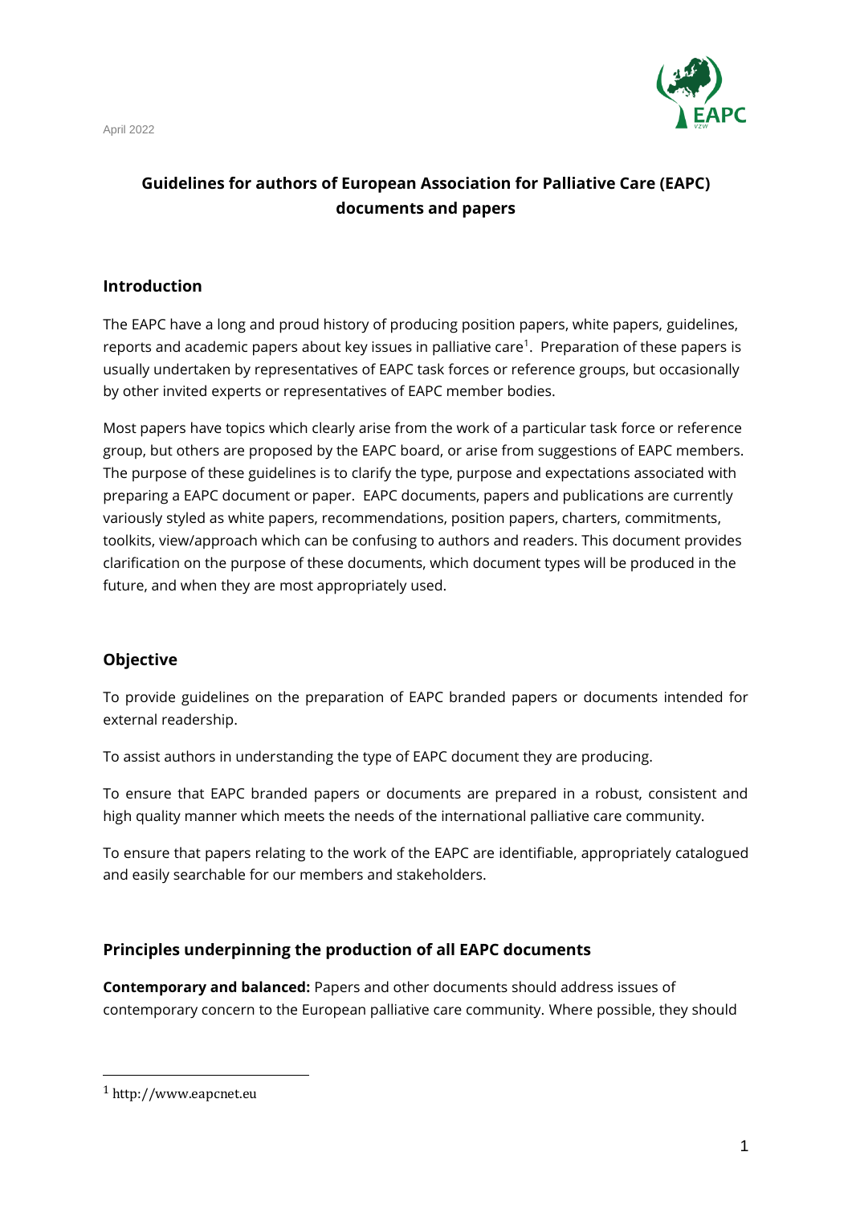April 2022

# Guidelines for authors of European Association for Palliative Care (EAPC) documents and papers

## Introduction

The EAPC have a long and proud history of producing position papers, white papers, guidelines, reports and academic papers about key issues in palliative care[1]. Preparation of these papers is usually undertaken by representatives of EAPC task forces or reference groups, but occasionally by other invited experts or representatives of EAPC member bodies.

Most papers have topics which clearly arise from the work of a particular task force or reference group, but others are proposed by the EAPC board, or arise from suggestions of EAPC members. The purpose of these guidelines is to clarify the type, purpose and expectations associated with preparing a EAPC document or paper. EAPC documents, papers and publications are currently variously styled as white papers, recommendations, position papers, charters, commitments, toolkits, view/approach which can be confusing to authors and readers. This document provides clarification on the purpose of these documents, which document types will be produced in the future, and when they are most appropriately used.

## Objective

To provide guidelines on the preparation of EAPC branded papers or documents intended for external readership.

To assist authors in understanding the type of EAPC document they are producing.

To ensure that EAPC branded papers or documents are prepared in a robust, consistent and high quality manner which meets the needs of the international palliative care community.

To ensure that papers relating to the work of the EAPC are identifiable, appropriately catalogued and easily searchable for our members and stakeholders.

## Principles underpinning the production of all EAPC documents

**Contemporary and balanced:** Papers and other documents should address issues of contemporary concern to the European palliative care community. Where possible, they should

[1] http://www.eapcnet.eu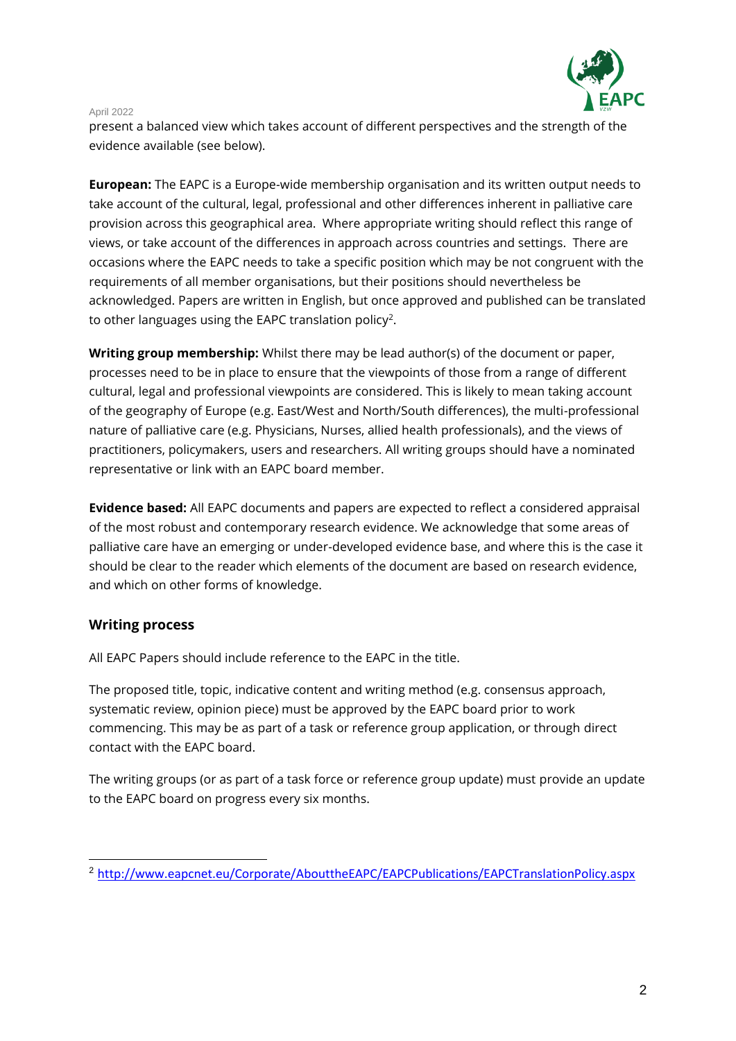present a balanced view which takes account of different perspectives and the strength of the evidence available (see below).

**European:** The EAPC is a Europe-wide membership organisation and its written output needs to take account of the cultural, legal, professional and other differences inherent in palliative care provision across this geographical area. Where appropriate writing should reflect this range of views, or take account of the differences in approach across countries and settings. There are occasions where the EAPC needs to take a specific position which may be not congruent with the requirements of all member organisations, but their positions should nevertheless be acknowledged. Papers are written in English, but once approved and published can be translated to other languages using the EAPC translation policy[2].

**Writing group membership:** Whilst there may be lead author(s) of the document or paper, processes need to be in place to ensure that the viewpoints of those from a range of different cultural, legal and professional viewpoints are considered. This is likely to mean taking account of the geography of Europe (e.g. East/West and North/South differences), the multi-professional nature of palliative care (e.g. Physicians, Nurses, allied health professionals), and the views of practitioners, policymakers, users and researchers. All writing groups should have a nominated representative or link with an EAPC board member.

**Evidence based:** All EAPC documents and papers are expected to reflect a considered appraisal of the most robust and contemporary research evidence. We acknowledge that some areas of palliative care have an emerging or under-developed evidence base, and where this is the case it should be clear to the reader which elements of the document are based on research evidence, and which on other forms of knowledge.

## Writing process

All EAPC Papers should include reference to the EAPC in the title.

The proposed title, topic, indicative content and writing method (e.g. consensus approach, systematic review, opinion piece) must be approved by the EAPC board prior to work commencing. This may be as part of a task or reference group application, or through direct contact with the EAPC board.

The writing groups (or as part of a task force or reference group update) must provide an update to the EAPC board on progress every six months.

---

[2] http://www.eapcnet.eu/Corporate/AbouttheEAPC/EAPCPublications/EAPCTranslationPolicy.aspx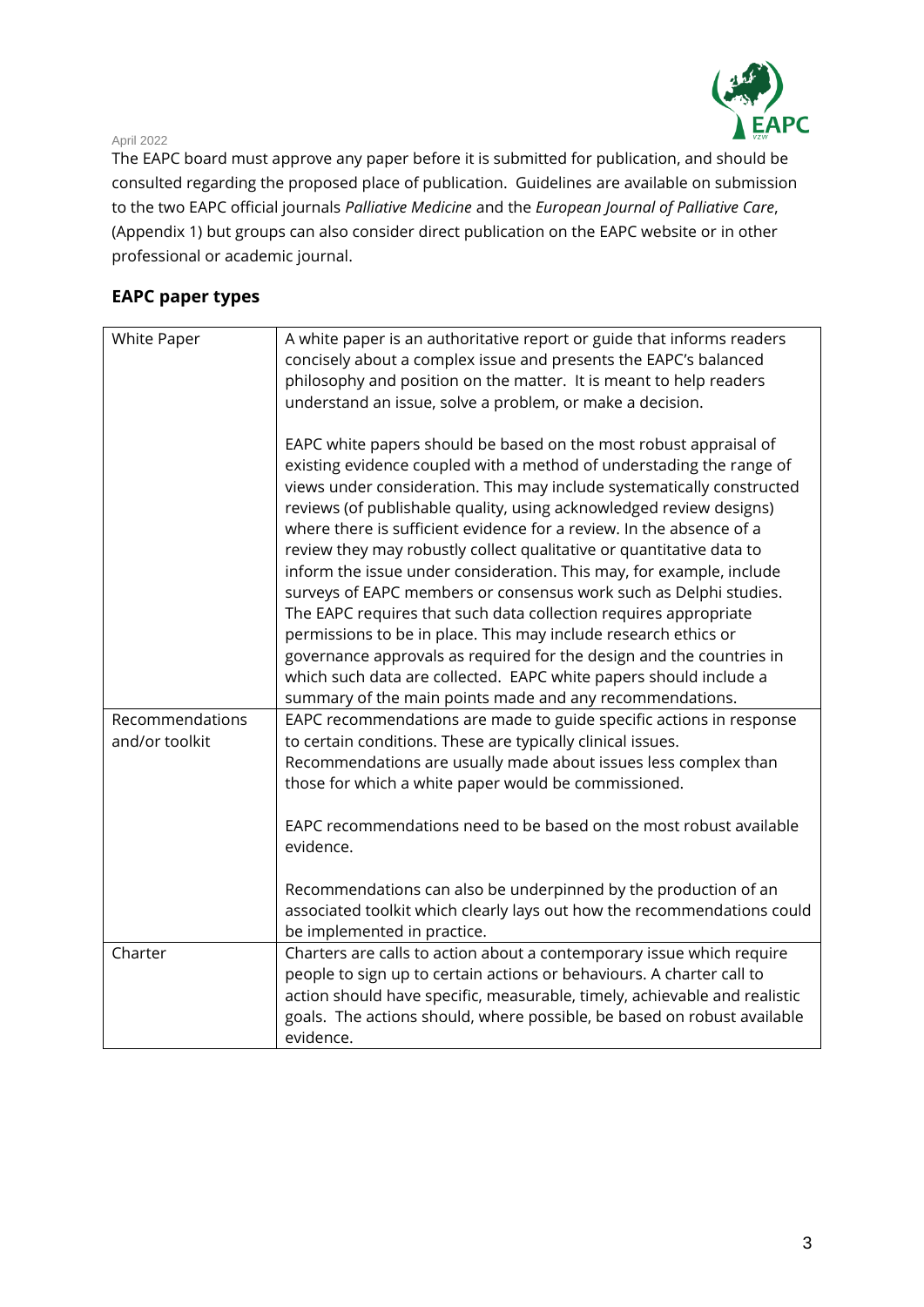April 2022

The EAPC board must approve any paper before it is submitted for publication, and should be consulted regarding the proposed place of publication. Guidelines are available on submission to the two EAPC official journals *Palliative Medicine* and the *European Journal of Palliative Care*, (Appendix 1) but groups can also consider direct publication on the EAPC website or in other professional or academic journal.

## EAPC paper types

| | |
|---|---|
| White Paper | A white paper is an authoritative report or guide that informs readers concisely about a complex issue and presents the EAPC's balanced philosophy and position on the matter. It is meant to help readers understand an issue, solve a problem, or make a decision.<br><br>EAPC white papers should be based on the most robust appraisal of existing evidence coupled with a method of understading the range of views under consideration. This may include systematically constructed reviews (of publishable quality, using acknowledged review designs) where there is sufficient evidence for a review. In the absence of a review they may robustly collect qualitative or quantitative data to inform the issue under consideration. This may, for example, include surveys of EAPC members or consensus work such as Delphi studies. The EAPC requires that such data collection requires appropriate permissions to be in place. This may include research ethics or governance approvals as required for the design and the countries in which such data are collected. EAPC white papers should include a summary of the main points made and any recommendations. |
| Recommendations and/or toolkit | EAPC recommendations are made to guide specific actions in response to certain conditions. These are typically clinical issues. Recommendations are usually made about issues less complex than those for which a white paper would be commissioned.<br><br>EAPC recommendations need to be based on the most robust available evidence.<br><br>Recommendations can also be underpinned by the production of an associated toolkit which clearly lays out how the recommendations could be implemented in practice. |
| Charter | Charters are calls to action about a contemporary issue which require people to sign up to certain actions or behaviours. A charter call to action should have specific, measurable, timely, achievable and realistic goals. The actions should, where possible, be based on robust available evidence. |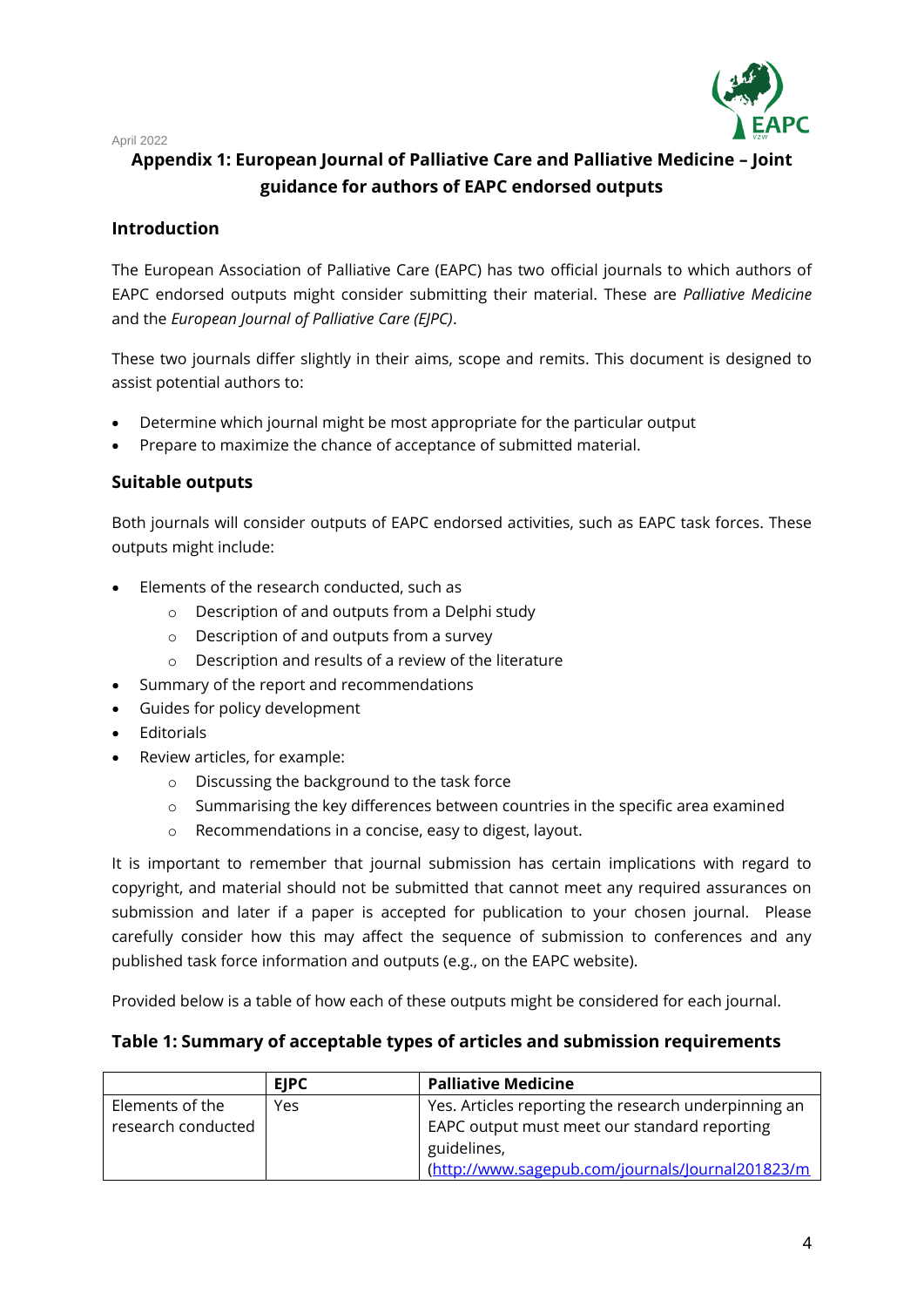April 2022

# Appendix 1: European Journal of Palliative Care and Palliative Medicine – Joint guidance for authors of EAPC endorsed outputs

## Introduction

The European Association of Palliative Care (EAPC) has two official journals to which authors of EAPC endorsed outputs might consider submitting their material. These are *Palliative Medicine* and the *European Journal of Palliative Care (EJPC)*.

These two journals differ slightly in their aims, scope and remits. This document is designed to assist potential authors to:

- Determine which journal might be most appropriate for the particular output
- Prepare to maximize the chance of acceptance of submitted material.

## Suitable outputs

Both journals will consider outputs of EAPC endorsed activities, such as EAPC task forces. These outputs might include:

- Elements of the research conducted, such as
    - Description of and outputs from a Delphi study
    - Description of and outputs from a survey
    - Description and results of a review of the literature
- Summary of the report and recommendations
- Guides for policy development
- Editorials
- Review articles, for example:
    - Discussing the background to the task force
    - Summarising the key differences between countries in the specific area examined
    - Recommendations in a concise, easy to digest, layout.

It is important to remember that journal submission has certain implications with regard to copyright, and material should not be submitted that cannot meet any required assurances on submission and later if a paper is accepted for publication to your chosen journal. Please carefully consider how this may affect the sequence of submission to conferences and any published task force information and outputs (e.g., on the EAPC website).

Provided below is a table of how each of these outputs might be considered for each journal.

### Table 1: Summary of acceptable types of articles and submission requirements

| | EJPC | Palliative Medicine |
|---|---|---|
| Elements of the research conducted | Yes | Yes. Articles reporting the research underpinning an EAPC output must meet our standard reporting guidelines, (http://www.sagepub.com/journals/Journal201823/m |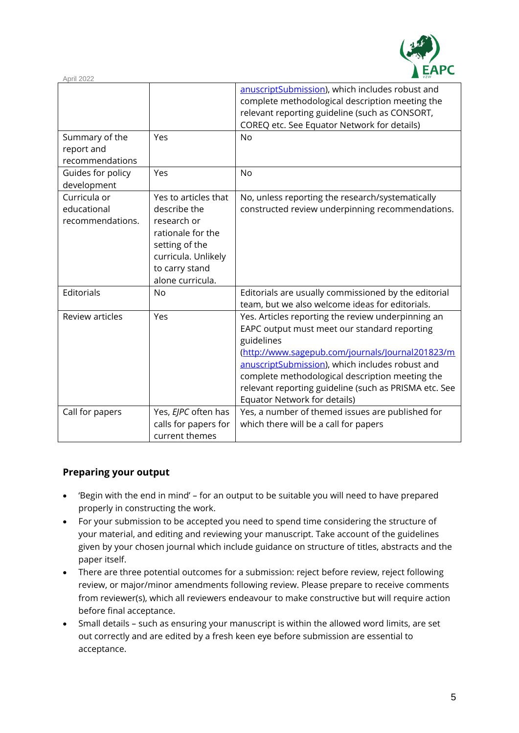| | | anuscriptSubmission), which includes robust and complete methodological description meeting the relevant reporting guideline (such as CONSORT, COREQ etc. See Equator Network for details) |
|---|---|---|
| Summary of the report and recommendations | Yes | No |
| Guides for policy development | Yes | No |
| Curricula or educational recommendations. | Yes to articles that describe the research or rationale for the setting of the curricula. Unlikely to carry stand alone curricula. | No, unless reporting the research/systematically constructed review underpinning recommendations. |
| Editorials | No | Editorials are usually commissioned by the editorial team, but we also welcome ideas for editorials. |
| Review articles | Yes | Yes. Articles reporting the review underpinning an EAPC output must meet our standard reporting guidelines (http://www.sagepub.com/journals/Journal201823/manuscriptSubmission), which includes robust and complete methodological description meeting the relevant reporting guideline (such as PRISMA etc. See Equator Network for details) |
| Call for papers | Yes, *EJPC* often has calls for papers for current themes | Yes, a number of themed issues are published for which there will be a call for papers |

## Preparing your output

- 'Begin with the end in mind' – for an output to be suitable you will need to have prepared properly in constructing the work.
- For your submission to be accepted you need to spend time considering the structure of your material, and editing and reviewing your manuscript. Take account of the guidelines given by your chosen journal which include guidance on structure of titles, abstracts and the paper itself.
- There are three potential outcomes for a submission: reject before review, reject following review, or major/minor amendments following review. Please prepare to receive comments from reviewer(s), which all reviewers endeavour to make constructive but will require action before final acceptance.
- Small details – such as ensuring your manuscript is within the allowed word limits, are set out correctly and are edited by a fresh keen eye before submission are essential to acceptance.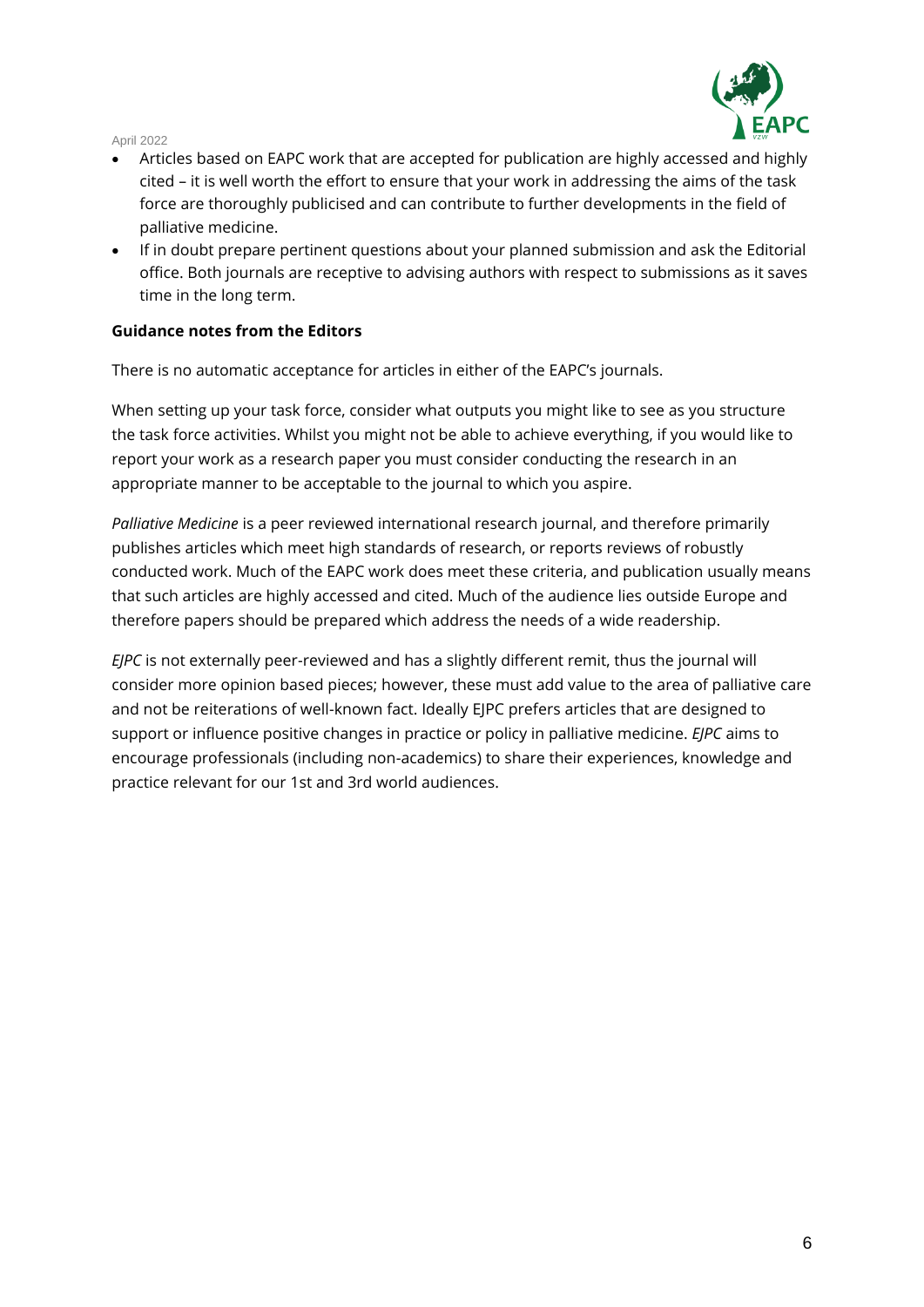- Articles based on EAPC work that are accepted for publication are highly accessed and highly cited – it is well worth the effort to ensure that your work in addressing the aims of the task force are thoroughly publicised and can contribute to further developments in the field of palliative medicine.
- If in doubt prepare pertinent questions about your planned submission and ask the Editorial office. Both journals are receptive to advising authors with respect to submissions as it saves time in the long term.

**Guidance notes from the Editors**

There is no automatic acceptance for articles in either of the EAPC's journals.

When setting up your task force, consider what outputs you might like to see as you structure the task force activities. Whilst you might not be able to achieve everything, if you would like to report your work as a research paper you must consider conducting the research in an appropriate manner to be acceptable to the journal to which you aspire.

*Palliative Medicine* is a peer reviewed international research journal, and therefore primarily publishes articles which meet high standards of research, or reports reviews of robustly conducted work. Much of the EAPC work does meet these criteria, and publication usually means that such articles are highly accessed and cited. Much of the audience lies outside Europe and therefore papers should be prepared which address the needs of a wide readership.

*EJPC* is not externally peer-reviewed and has a slightly different remit, thus the journal will consider more opinion based pieces; however, these must add value to the area of palliative care and not be reiterations of well-known fact. Ideally EJPC prefers articles that are designed to support or influence positive changes in practice or policy in palliative medicine. *EJPC* aims to encourage professionals (including non-academics) to share their experiences, knowledge and practice relevant for our 1st and 3rd world audiences.